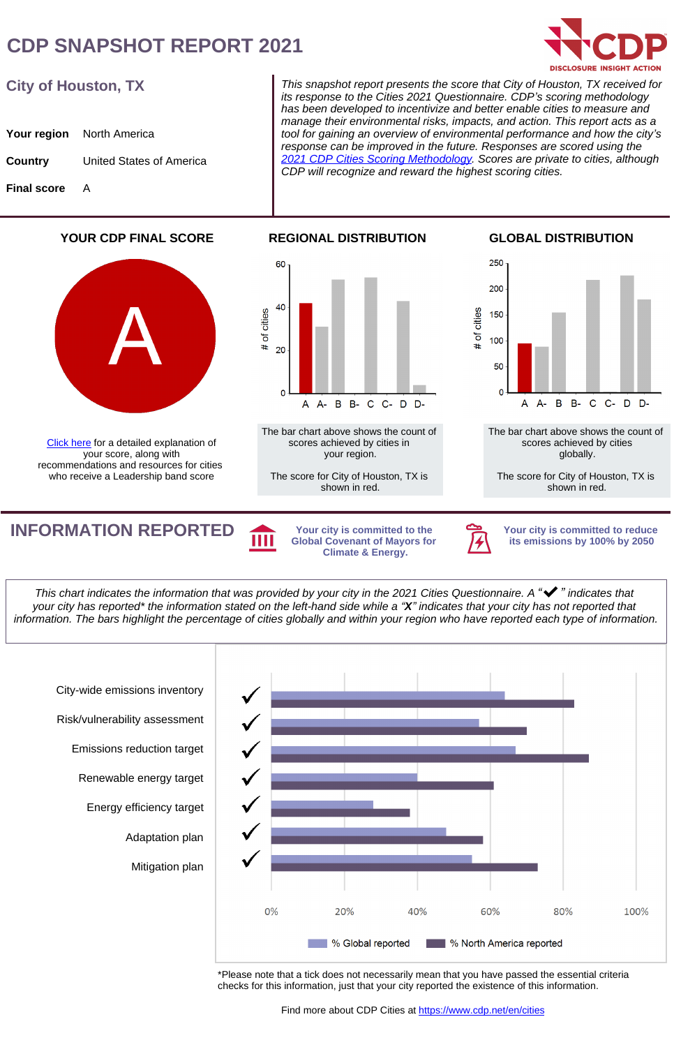# CDP SNAPSHOT REPORT 2021

DISCLOSURE INSIGHT ACTION

## City of Houston, TX

**Your region** North America

**Country** United States of America

**Final score** A

*This snapshot report presents the score that City of Houston, TX received for its response to the Cities 2021 Questionnaire. CDP's scoring methodology has been developed to incentivize and better enable cities to measure and manage their environmental risks, impacts, and action. This report acts as a tool for gaining an overview of environmental performance and how the city's response can be improved in the future. Responses are scored using the 2021 CDP Cities Scoring Methodology. Scores are private to cities, although CDP will recognize and reward the highest scoring cities.*

### YOUR CDP FINAL SCORE

A

Click here for a detailed explanation of your score, along with recommendations and resources for cities who receive a Leadership band score

### REGIONAL DISTRIBUTION

The bar chart above shows the count of scores achieved by cities in your region.

The score for City of Houston, TX is shown in red.

### GLOBAL DISTRIBUTION

The bar chart above shows the count of scores achieved by cities globally.

The score for City of Houston, TX is shown in red.

## INFORMATION REPORTED

Your city is committed to the Global Covenant of Mayors for Climate & Energy.

Your city is committed to reduce its emissions by 100% by 2050

*This chart indicates the information that was provided by your city in the 2021 Cities Questionnaire. A "✔" indicates that your city has reported* the information stated on the left-hand side while a "X" indicates that your city has not reported that information. The bars highlight the percentage of cities globally and within your region who have reported each type of information.*

| Information | Reported |
|---|---|
| City-wide emissions inventory | ✔ |
| Risk/vulnerability assessment | ✔ |
| Emissions reduction target | ✔ |
| Renewable energy target | ✔ |
| Energy efficiency target | ✔ |
| Adaptation plan | ✔ |
| Mitigation plan | ✔ |

*Please note that a tick does not necessarily mean that you have passed the essential criteria checks for this information, just that your city reported the existence of this information.

Find more about CDP Cities at https://www.cdp.net/en/cities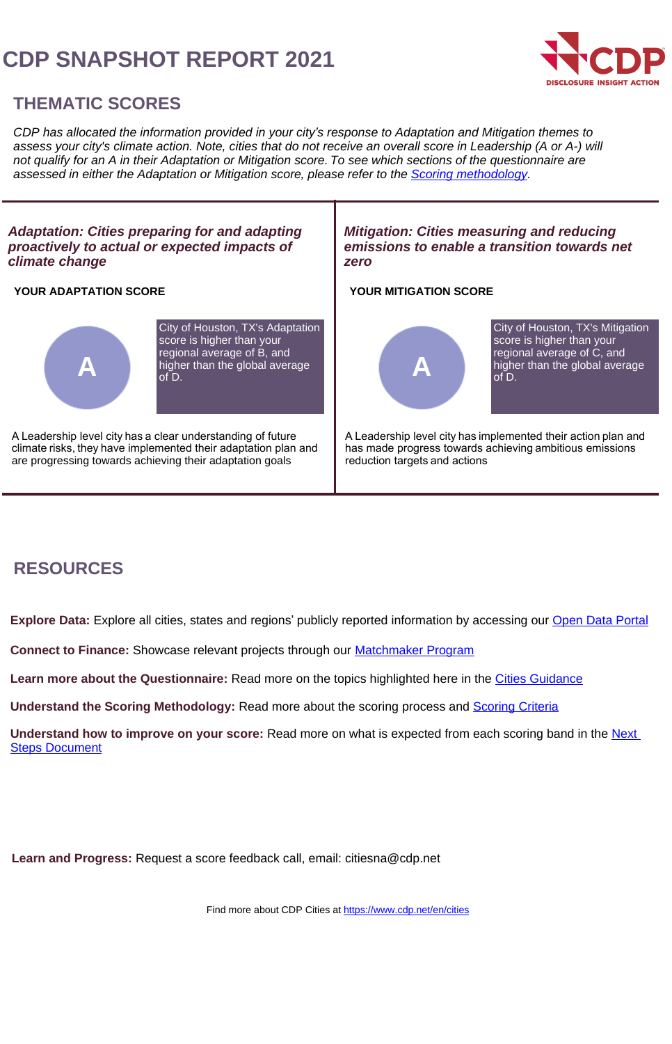# CDP SNAPSHOT REPORT 2021

## THEMATIC SCORES

*CDP has allocated the information provided in your city's response to Adaptation and Mitigation themes to assess your city's climate action. Note, cities that do not receive an overall score in Leadership (A or A-) will not qualify for an A in their Adaptation or Mitigation score. To see which sections of the questionnaire are assessed in either the Adaptation or Mitigation score, please refer to the [Scoring methodology](Scoring methodology).*

### *Adaptation: Cities preparing for and adapting proactively to actual or expected impacts of climate change*

**YOUR ADAPTATION SCORE**

A

City of Houston, TX's Adaptation score is higher than your regional average of B, and higher than the global average of D.

A Leadership level city has a clear understanding of future climate risks, they have implemented their adaptation plan and are progressing towards achieving their adaptation goals

### *Mitigation: Cities measuring and reducing emissions to enable a transition towards net zero*

**YOUR MITIGATION SCORE**

A

City of Houston, TX's Mitigation score is higher than your regional average of C, and higher than the global average of D.

A Leadership level city has implemented their action plan and has made progress towards achieving ambitious emissions reduction targets and actions

## RESOURCES

**Explore Data:** Explore all cities, states and regions' publicly reported information by accessing our Open Data Portal

**Connect to Finance:** Showcase relevant projects through our Matchmaker Program

**Learn more about the Questionnaire:** Read more on the topics highlighted here in the Cities Guidance

**Understand the Scoring Methodology:** Read more about the scoring process and Scoring Criteria

**Understand how to improve on your score:** Read more on what is expected from each scoring band in the Next Steps Document

**Learn and Progress:** Request a score feedback call, email: citiesna@cdp.net

Find more about CDP Cities at https://www.cdp.net/en/cities